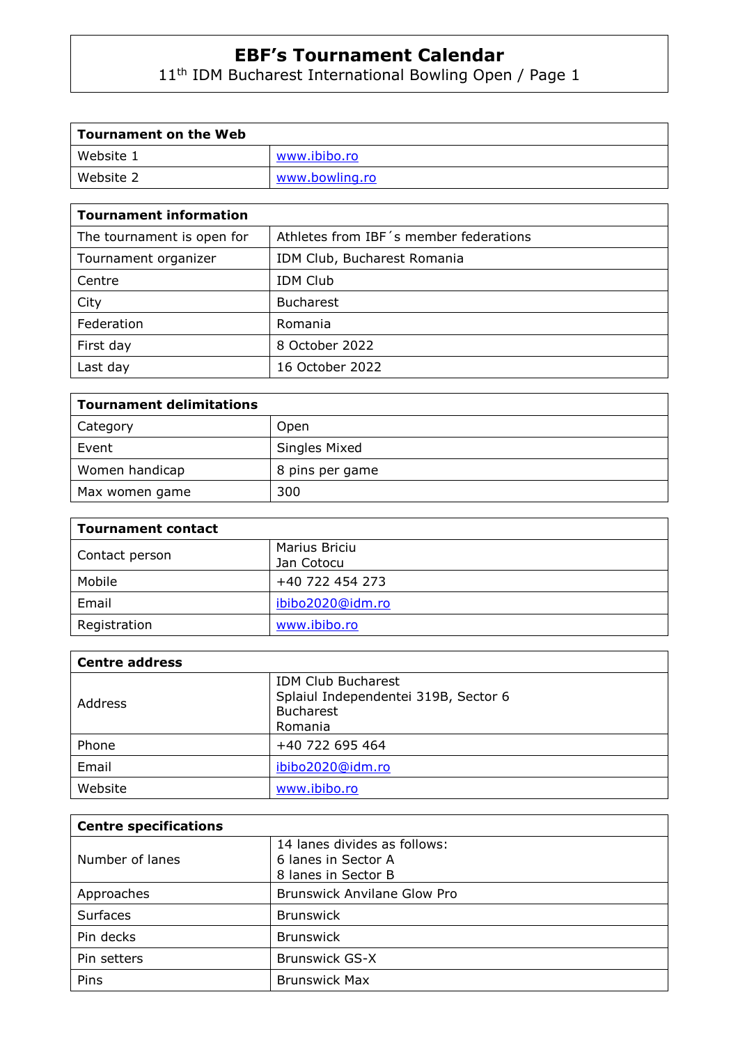# EBF's Tournament Calendar

11th IDM Bucharest International Bowling Open / Page 1

| Tournament on the Web | |
|---|---|
| Website 1 | www.ibibo.ro |
| Website 2 | www.bowling.ro |

| Tournament information | |
|---|---|
| The tournament is open for | Athletes from IBF´s member federations |
| Tournament organizer | IDM Club, Bucharest Romania |
| Centre | IDM Club |
| City | Bucharest |
| Federation | Romania |
| First day | 8 October 2022 |
| Last day | 16 October 2022 |

| Tournament delimitations | |
|---|---|
| Category | Open |
| Event | Singles Mixed |
| Women handicap | 8 pins per game |
| Max women game | 300 |

| Tournament contact | |
|---|---|
| Contact person | Marius Briciu<br>Jan Cotocu |
| Mobile | +40 722 454 273 |
| Email | ibibo2020@idm.ro |
| Registration | www.ibibo.ro |

| Centre address | |
|---|---|
| Address | IDM Club Bucharest<br>Splaiul Independentei 319B, Sector 6<br>Bucharest<br>Romania |
| Phone | +40 722 695 464 |
| Email | ibibo2020@idm.ro |
| Website | www.ibibo.ro |

| Centre specifications | |
|---|---|
| Number of lanes | 14 lanes divides as follows:<br>6 lanes in Sector A<br>8 lanes in Sector B |
| Approaches | Brunswick Anvilane Glow Pro |
| Surfaces | Brunswick |
| Pin decks | Brunswick |
| Pin setters | Brunswick GS-X |
| Pins | Brunswick Max |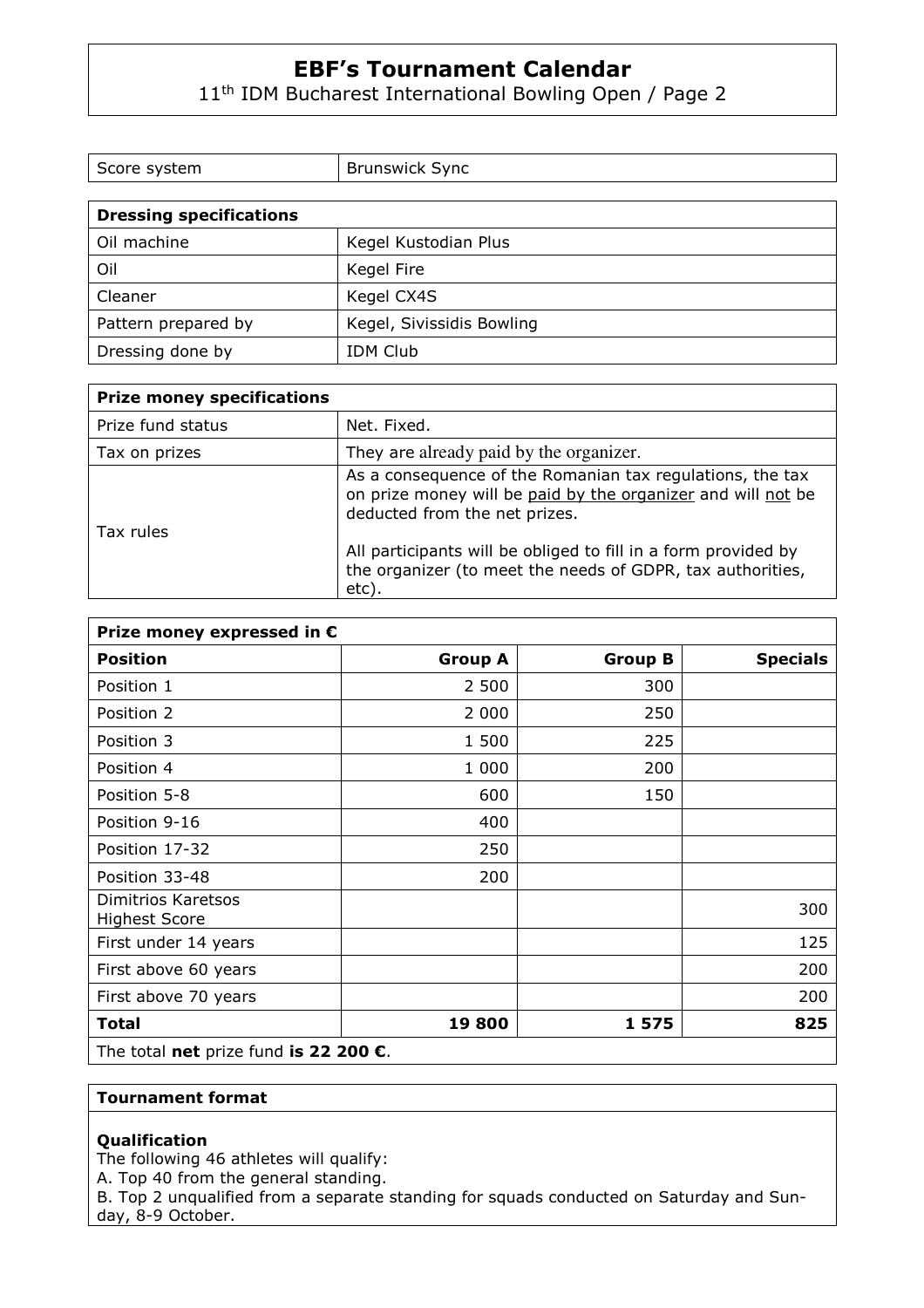| Score system | Brunswick Sync |
|---|---|

| **Dressing specifications** | |
|---|---|
| Oil machine | Kegel Kustodian Plus |
| Oil | Kegel Fire |
| Cleaner | Kegel CX4S |
| Pattern prepared by | Kegel, Sivissidis Bowling |
| Dressing done by | IDM Club |

| **Prize money specifications** | |
|---|---|
| Prize fund status | Net. Fixed. |
| Tax on prizes | They are already paid by the organizer. |
| Tax rules | As a consequence of the Romanian tax regulations, the tax on prize money will be paid by the organizer and will not be deducted from the net prizes.<br><br>All participants will be obliged to fill in a form provided by the organizer (to meet the needs of GDPR, tax authorities, etc). |

| **Prize money expressed in €** | | | |
|---|---|---|---|
| **Position** | **Group A** | **Group B** | **Specials** |
| Position 1 | 2 500 | 300 | |
| Position 2 | 2 000 | 250 | |
| Position 3 | 1 500 | 225 | |
| Position 4 | 1 000 | 200 | |
| Position 5-8 | 600 | 150 | |
| Position 9-16 | 400 | | |
| Position 17-32 | 250 | | |
| Position 33-48 | 200 | | |
| Dimitrios Karetsos Highest Score | | | 300 |
| First under 14 years | | | 125 |
| First above 60 years | | | 200 |
| First above 70 years | | | 200 |
| **Total** | **19 800** | **1 575** | **825** |
| The total **net** prize fund **is 22 200 €**. | | | |

**Tournament format**

**Qualification**

The following 46 athletes will qualify:

A. Top 40 from the general standing.

B. Top 2 unqualified from a separate standing for squads conducted on Saturday and Sunday, 8-9 October.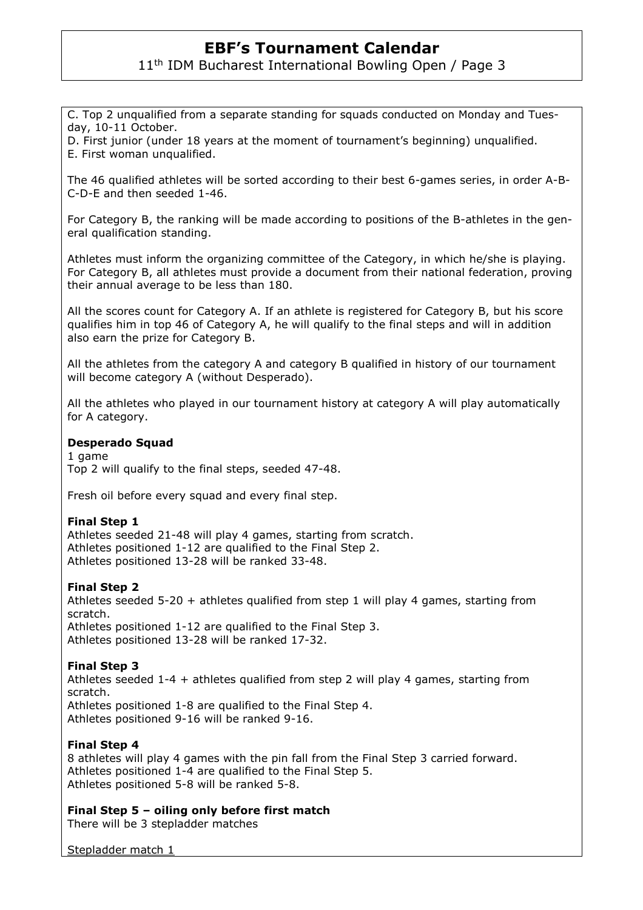C. Top 2 unqualified from a separate standing for squads conducted on Monday and Tuesday, 10-11 October.
D. First junior (under 18 years at the moment of tournament's beginning) unqualified.
E. First woman unqualified.

The 46 qualified athletes will be sorted according to their best 6-games series, in order A-B-C-D-E and then seeded 1-46.

For Category B, the ranking will be made according to positions of the B-athletes in the general qualification standing.

Athletes must inform the organizing committee of the Category, in which he/she is playing. For Category B, all athletes must provide a document from their national federation, proving their annual average to be less than 180.

All the scores count for Category A. If an athlete is registered for Category B, but his score qualifies him in top 46 of Category A, he will qualify to the final steps and will in addition also earn the prize for Category B.

All the athletes from the category A and category B qualified in history of our tournament will become category A (without Desperado).

All the athletes who played in our tournament history at category A will play automatically for A category.

**Desperado Squad**
1 game
Top 2 will qualify to the final steps, seeded 47-48.

Fresh oil before every squad and every final step.

**Final Step 1**
Athletes seeded 21-48 will play 4 games, starting from scratch.
Athletes positioned 1-12 are qualified to the Final Step 2.
Athletes positioned 13-28 will be ranked 33-48.

**Final Step 2**
Athletes seeded 5-20 + athletes qualified from step 1 will play 4 games, starting from scratch.
Athletes positioned 1-12 are qualified to the Final Step 3.
Athletes positioned 13-28 will be ranked 17-32.

**Final Step 3**
Athletes seeded 1-4 + athletes qualified from step 2 will play 4 games, starting from scratch.
Athletes positioned 1-8 are qualified to the Final Step 4.
Athletes positioned 9-16 will be ranked 9-16.

**Final Step 4**
8 athletes will play 4 games with the pin fall from the Final Step 3 carried forward.
Athletes positioned 1-4 are qualified to the Final Step 5.
Athletes positioned 5-8 will be ranked 5-8.

**Final Step 5 – oiling only before first match**
There will be 3 stepladder matches

Stepladder match 1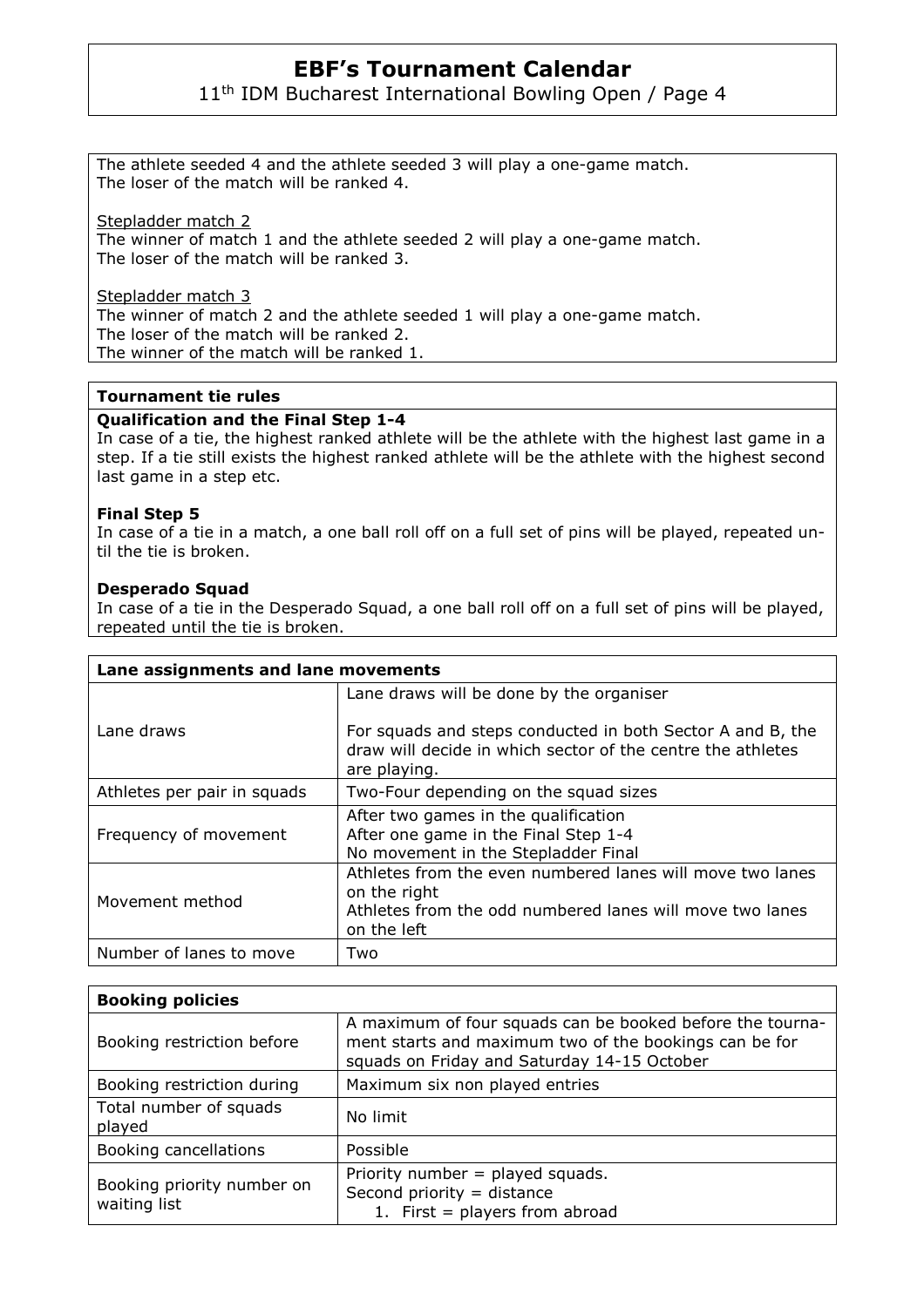The athlete seeded 4 and the athlete seeded 3 will play a one-game match.
The loser of the match will be ranked 4.

Stepladder match 2
The winner of match 1 and the athlete seeded 2 will play a one-game match.
The loser of the match will be ranked 3.

Stepladder match 3
The winner of match 2 and the athlete seeded 1 will play a one-game match.
The loser of the match will be ranked 2.
The winner of the match will be ranked 1.

## Tournament tie rules

**Qualification and the Final Step 1-4**
In case of a tie, the highest ranked athlete will be the athlete with the highest last game in a step. If a tie still exists the highest ranked athlete will be the athlete with the highest second last game in a step etc.

**Final Step 5**
In case of a tie in a match, a one ball roll off on a full set of pins will be played, repeated until the tie is broken.

**Desperado Squad**
In case of a tie in the Desperado Squad, a one ball roll off on a full set of pins will be played, repeated until the tie is broken.

| **Lane assignments and lane movements** | |
|---|---|
| Lane draws | Lane draws will be done by the organiser<br><br>For squads and steps conducted in both Sector A and B, the draw will decide in which sector of the centre the athletes are playing. |
| Athletes per pair in squads | Two-Four depending on the squad sizes |
| Frequency of movement | After two games in the qualification<br>After one game in the Final Step 1-4<br>No movement in the Stepladder Final |
| Movement method | Athletes from the even numbered lanes will move two lanes on the right<br>Athletes from the odd numbered lanes will move two lanes on the left |
| Number of lanes to move | Two |

| **Booking policies** | |
|---|---|
| Booking restriction before | A maximum of four squads can be booked before the tournament starts and maximum two of the bookings can be for squads on Friday and Saturday 14-15 October |
| Booking restriction during | Maximum six non played entries |
| Total number of squads played | No limit |
| Booking cancellations | Possible |
| Booking priority number on waiting list | Priority number = played squads.<br>Second priority = distance<br>1. First = players from abroad |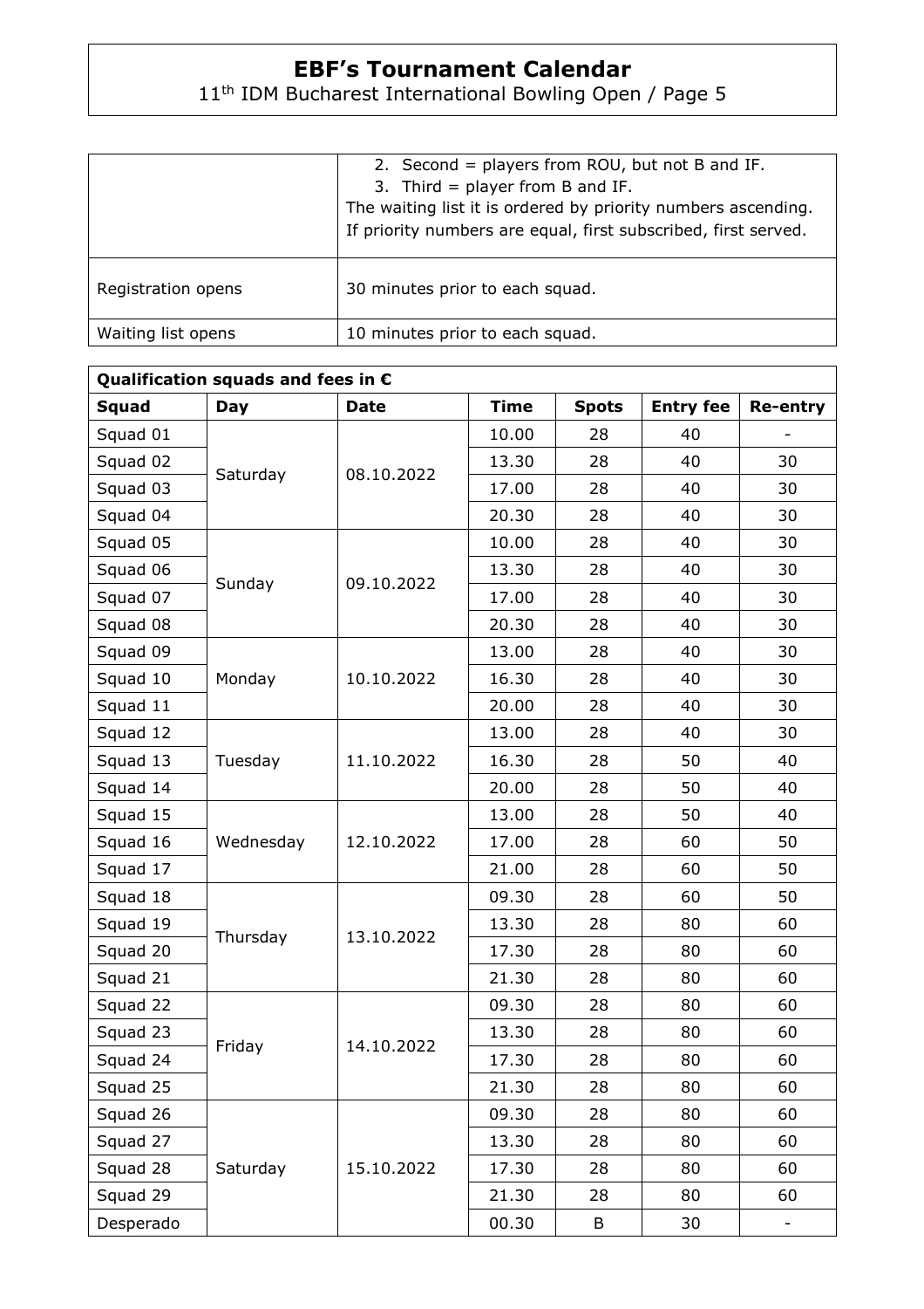| | |
|---|---|
| | 2. Second = players from ROU, but not B and IF.<br>3. Third = player from B and IF.<br>The waiting list it is ordered by priority numbers ascending.<br>If priority numbers are equal, first subscribed, first served. |
| Registration opens | 30 minutes prior to each squad. |
| Waiting list opens | 10 minutes prior to each squad. |

**Qualification squads and fees in €**

| Squad | Day | Date | Time | Spots | Entry fee | Re-entry |
|---|---|---|---|---|---|---|
| Squad 01 | Saturday | 08.10.2022 | 10.00 | 28 | 40 | - |
| Squad 02 | | | 13.30 | 28 | 40 | 30 |
| Squad 03 | | | 17.00 | 28 | 40 | 30 |
| Squad 04 | | | 20.30 | 28 | 40 | 30 |
| Squad 05 | Sunday | 09.10.2022 | 10.00 | 28 | 40 | 30 |
| Squad 06 | | | 13.30 | 28 | 40 | 30 |
| Squad 07 | | | 17.00 | 28 | 40 | 30 |
| Squad 08 | | | 20.30 | 28 | 40 | 30 |
| Squad 09 | Monday | 10.10.2022 | 13.00 | 28 | 40 | 30 |
| Squad 10 | | | 16.30 | 28 | 40 | 30 |
| Squad 11 | | | 20.00 | 28 | 40 | 30 |
| Squad 12 | Tuesday | 11.10.2022 | 13.00 | 28 | 40 | 30 |
| Squad 13 | | | 16.30 | 28 | 50 | 40 |
| Squad 14 | | | 20.00 | 28 | 50 | 40 |
| Squad 15 | Wednesday | 12.10.2022 | 13.00 | 28 | 50 | 40 |
| Squad 16 | | | 17.00 | 28 | 60 | 50 |
| Squad 17 | | | 21.00 | 28 | 60 | 50 |
| Squad 18 | Thursday | 13.10.2022 | 09.30 | 28 | 60 | 50 |
| Squad 19 | | | 13.30 | 28 | 80 | 60 |
| Squad 20 | | | 17.30 | 28 | 80 | 60 |
| Squad 21 | | | 21.30 | 28 | 80 | 60 |
| Squad 22 | Friday | 14.10.2022 | 09.30 | 28 | 80 | 60 |
| Squad 23 | | | 13.30 | 28 | 80 | 60 |
| Squad 24 | | | 17.30 | 28 | 80 | 60 |
| Squad 25 | | | 21.30 | 28 | 80 | 60 |
| Squad 26 | Saturday | 15.10.2022 | 09.30 | 28 | 80 | 60 |
| Squad 27 | | | 13.30 | 28 | 80 | 60 |
| Squad 28 | | | 17.30 | 28 | 80 | 60 |
| Squad 29 | | | 21.30 | 28 | 80 | 60 |
| Desperado | | | 00.30 | B | 30 | - |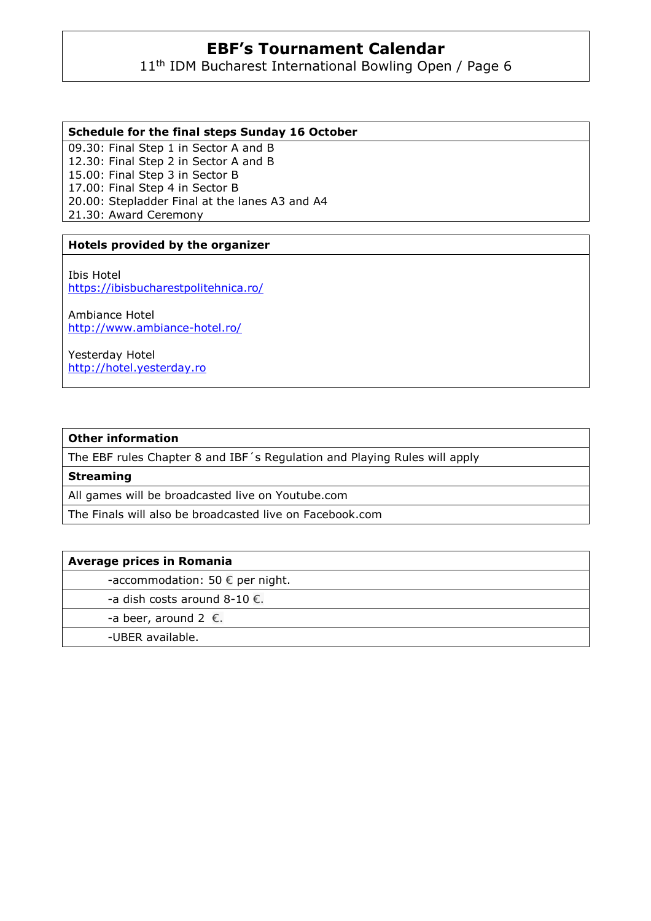| Schedule for the final steps Sunday 16 October |
|---|
| 09.30: Final Step 1 in Sector A and B<br>12.30: Final Step 2 in Sector A and B<br>15.00: Final Step 3 in Sector B<br>17.00: Final Step 4 in Sector B<br>20.00: Stepladder Final at the lanes A3 and A4<br>21.30: Award Ceremony |

| Hotels provided by the organizer |
|---|
| Ibis Hotel<br>https://ibisbucharestpolitehnica.ro/<br><br>Ambiance Hotel<br>http://www.ambiance-hotel.ro/<br><br>Yesterday Hotel<br>http://hotel.yesterday.ro |

| Other information |
|---|
| The EBF rules Chapter 8 and IBF´s Regulation and Playing Rules will apply |
| **Streaming** |
| All games will be broadcasted live on Youtube.com |
| The Finals will also be broadcasted live on Facebook.com |

| Average prices in Romania |
|---|
| -accommodation: 50 € per night. |
| -a dish costs around 8-10 €. |
| -a beer, around 2 €. |
| -UBER available. |